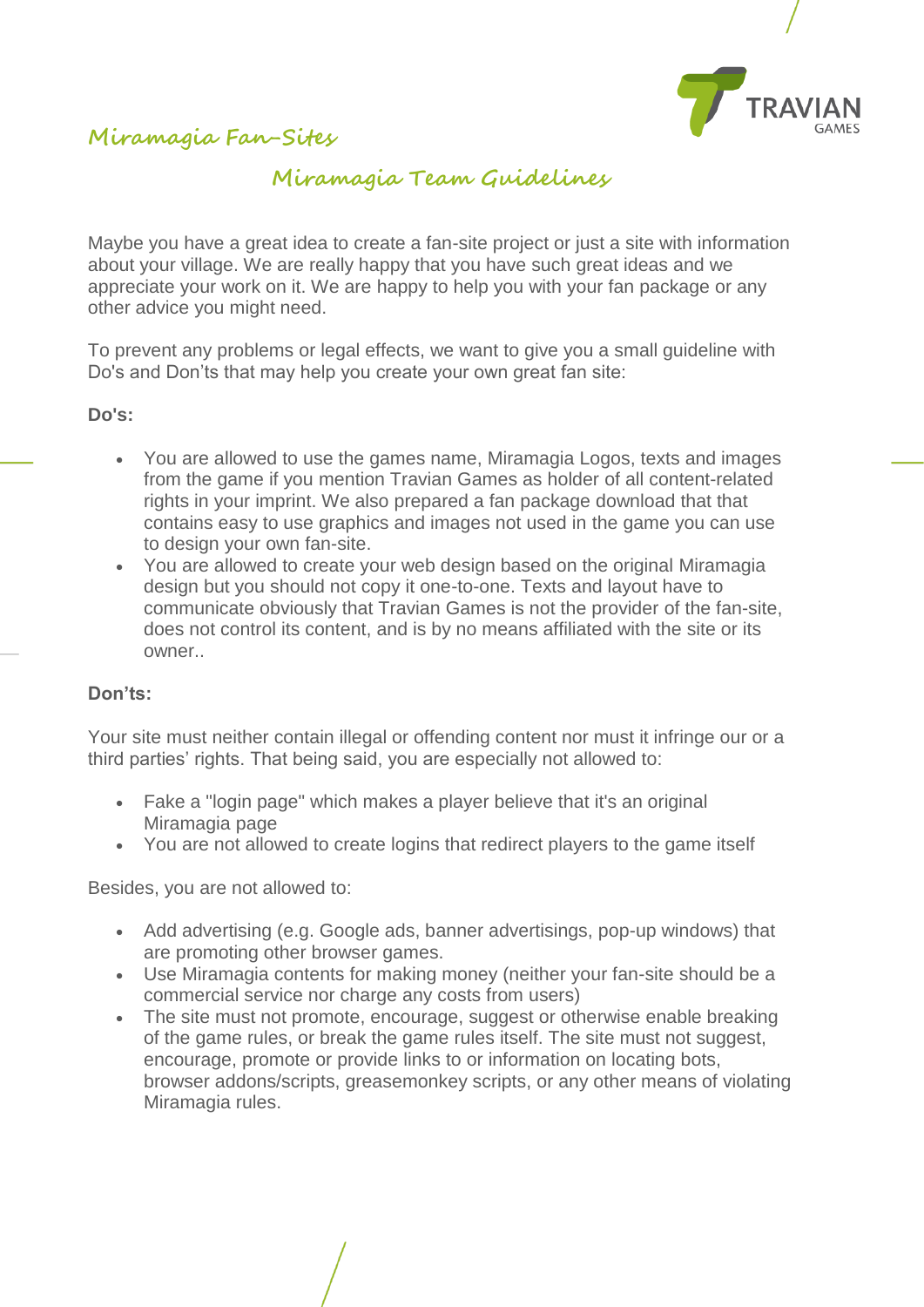# Miramagia Fan-Sites

## Miramagia Team Guidelines

Maybe you have a great idea to create a fan-site project or just a site with information about your village. We are really happy that you have such great ideas and we appreciate your work on it. We are happy to help you with your fan package or any other advice you might need.

To prevent any problems or legal effects, we want to give you a small guideline with Do's and Don'ts that may help you create your own great fan site:

**Do's:**

- You are allowed to use the games name, Miramagia Logos, texts and images from the game if you mention Travian Games as holder of all content-related rights in your imprint. We also prepared a fan package download that that contains easy to use graphics and images not used in the game you can use to design your own fan-site.
- You are allowed to create your web design based on the original Miramagia design but you should not copy it one-to-one. Texts and layout have to communicate obviously that Travian Games is not the provider of the fan-site, does not control its content, and is by no means affiliated with the site or its owner..

**Don'ts:**

Your site must neither contain illegal or offending content nor must it infringe our or a third parties' rights. That being said, you are especially not allowed to:

- Fake a "login page" which makes a player believe that it's an original Miramagia page
- You are not allowed to create logins that redirect players to the game itself

Besides, you are not allowed to:

- Add advertising (e.g. Google ads, banner advertisings, pop-up windows) that are promoting other browser games.
- Use Miramagia contents for making money (neither your fan-site should be a commercial service nor charge any costs from users)
- The site must not promote, encourage, suggest or otherwise enable breaking of the game rules, or break the game rules itself. The site must not suggest, encourage, promote or provide links to or information on locating bots, browser addons/scripts, greasemonkey scripts, or any other means of violating Miramagia rules.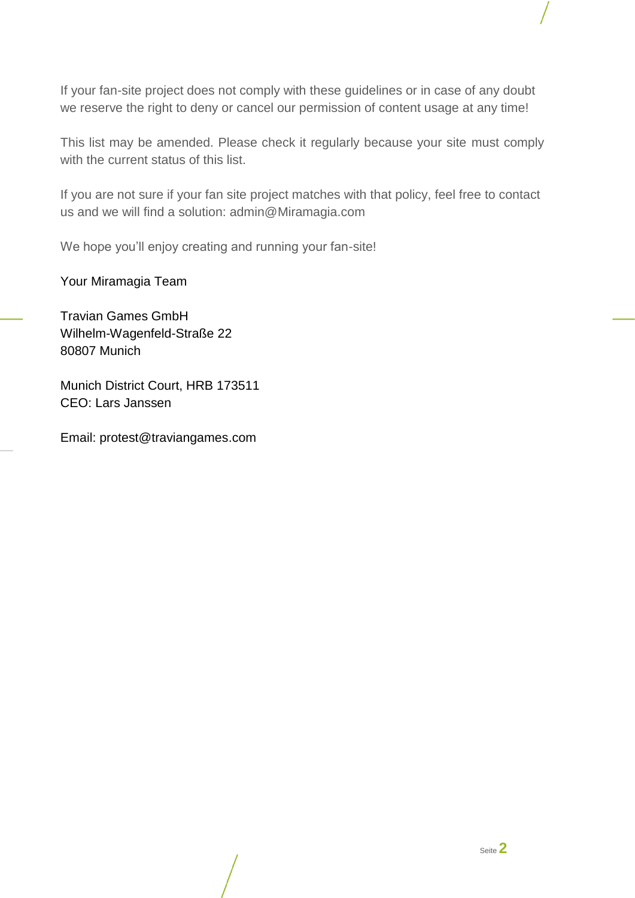If your fan-site project does not comply with these guidelines or in case of any doubt we reserve the right to deny or cancel our permission of content usage at any time!

This list may be amended. Please check it regularly because your site must comply with the current status of this list.

If you are not sure if your fan site project matches with that policy, feel free to contact us and we will find a solution: admin@Miramagia.com

We hope you'll enjoy creating and running your fan-site!

Your Miramagia Team

Travian Games GmbH
Wilhelm-Wagenfeld-Straße 22
80807 Munich

Munich District Court, HRB 173511
CEO: Lars Janssen

Email: protest@traviangames.com